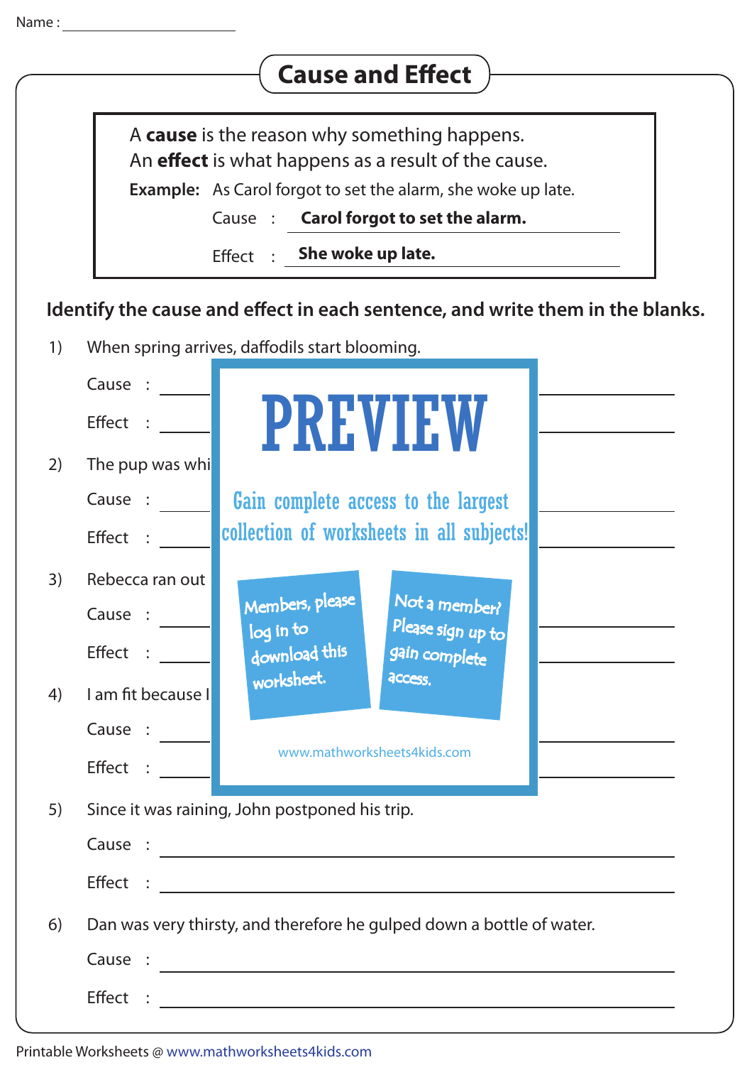Name : ______________________

# Cause and Effect

A **cause** is the reason why something happens.
An **effect** is what happens as a result of the cause.

**Example:** As Carol forgot to set the alarm, she woke up late.

Cause : **Carol forgot to set the alarm.**

Effect : **She woke up late.**

**Identify the cause and effect in each sentence, and write them in the blanks.**

1) When spring arrives, daffodils start blooming.

Cause : ______________________

Effect : ______________________

2) The pup was whi

Cause : ______________________

Effect : ______________________

3) Rebecca ran out

Cause : ______________________

Effect : ______________________

4) I am fit because I

Cause : ______________________

Effect : ______________________

PREVIEW

Gain complete access to the largest collection of worksheets in all subjects!

Members, please log in to download this worksheet.

Not a member? Please sign up to gain complete access.

www.mathworksheets4kids.com

5) Since it was raining, John postponed his trip.

Cause : ______________________

Effect : ______________________

6) Dan was very thirsty, and therefore he gulped down a bottle of water.

Cause : ______________________

Effect : ______________________

Printable Worksheets @ www.mathworksheets4kids.com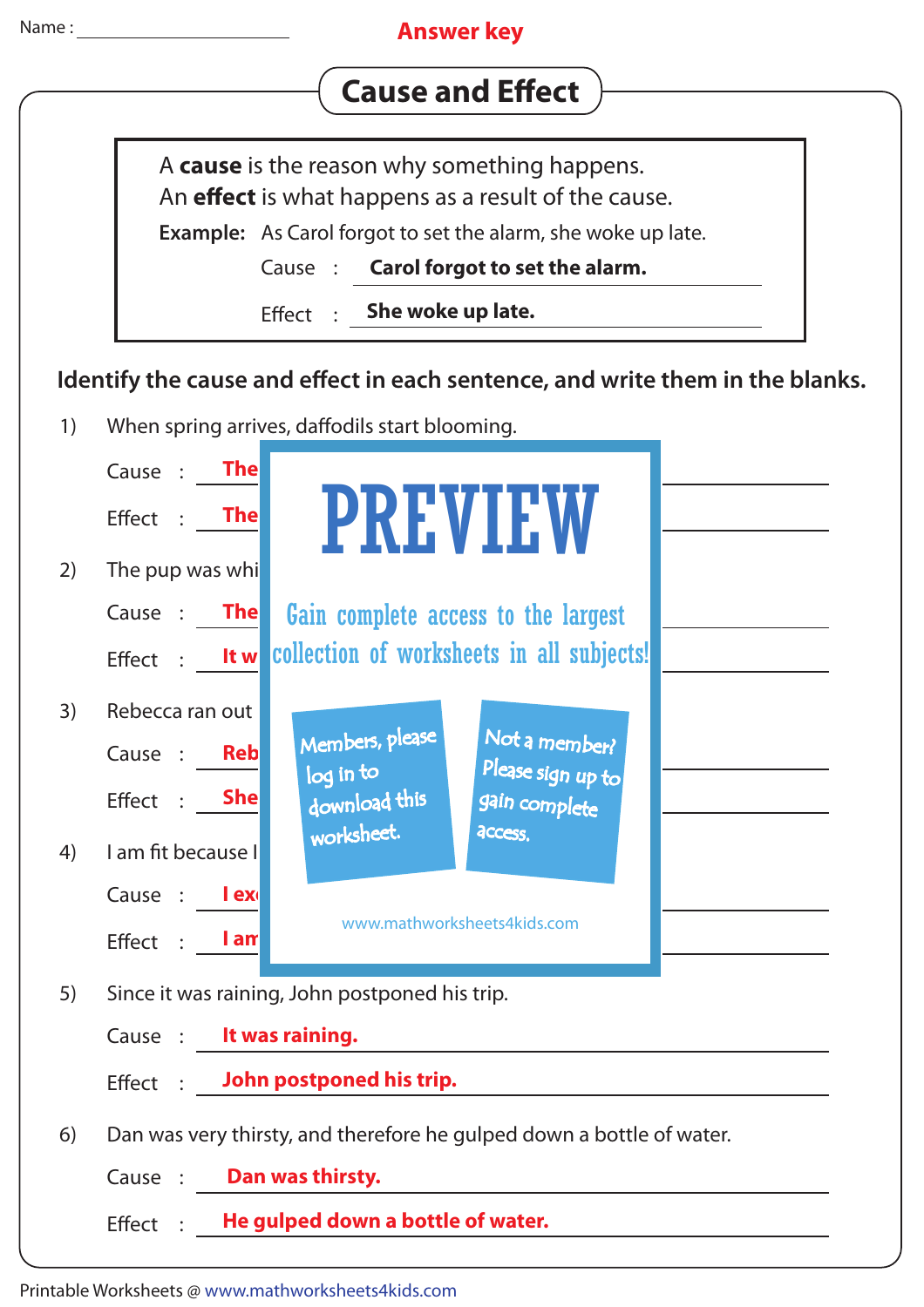Name : ____________________

**Answer key**

# Cause and Effect

A **cause** is the reason why something happens.
An **effect** is what happens as a result of the cause.

**Example:** As Carol forgot to set the alarm, she woke up late.

Cause : **Carol forgot to set the alarm.**

Effect : **She woke up late.**

**Identify the cause and effect in each sentence, and write them in the blanks.**

1) When spring arrives, daffodils start blooming.

   Cause : **The**

   Effect : **The**

2) The pup was whi

   Cause : **The**

   Effect : **It w**

3) Rebecca ran out

   Cause : **Reb**

   Effect : **She**

4) I am fit because I

   Cause : **I ex**

   Effect : **I am**

PREVIEW

Gain complete access to the largest collection of worksheets in all subjects!

Members, please log in to download this worksheet.

Not a member? Please sign up to gain complete access.

www.mathworksheets4kids.com

5) Since it was raining, John postponed his trip.

   Cause : **It was raining.**

   Effect : **John postponed his trip.**

6) Dan was very thirsty, and therefore he gulped down a bottle of water.

   Cause : **Dan was thirsty.**

   Effect : **He gulped down a bottle of water.**

Printable Worksheets @ www.mathworksheets4kids.com